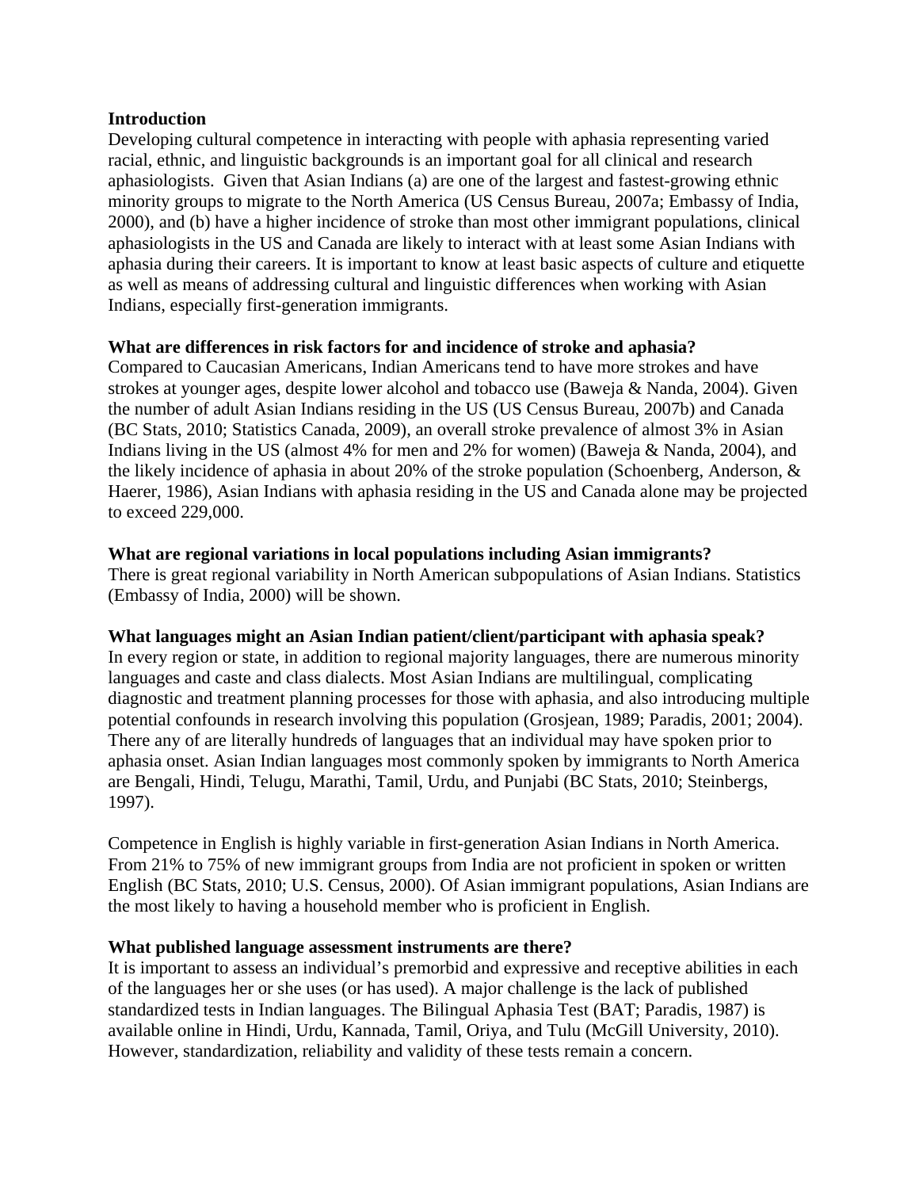**Introduction**

Developing cultural competence in interacting with people with aphasia representing varied racial, ethnic, and linguistic backgrounds is an important goal for all clinical and research aphasiologists. Given that Asian Indians (a) are one of the largest and fastest-growing ethnic minority groups to migrate to the North America (US Census Bureau, 2007a; Embassy of India, 2000), and (b) have a higher incidence of stroke than most other immigrant populations, clinical aphasiologists in the US and Canada are likely to interact with at least some Asian Indians with aphasia during their careers. It is important to know at least basic aspects of culture and etiquette as well as means of addressing cultural and linguistic differences when working with Asian Indians, especially first-generation immigrants.

**What are differences in risk factors for and incidence of stroke and aphasia?**

Compared to Caucasian Americans, Indian Americans tend to have more strokes and have strokes at younger ages, despite lower alcohol and tobacco use (Baweja & Nanda, 2004). Given the number of adult Asian Indians residing in the US (US Census Bureau, 2007b) and Canada (BC Stats, 2010; Statistics Canada, 2009), an overall stroke prevalence of almost 3% in Asian Indians living in the US (almost 4% for men and 2% for women) (Baweja & Nanda, 2004), and the likely incidence of aphasia in about 20% of the stroke population (Schoenberg, Anderson, & Haerer, 1986), Asian Indians with aphasia residing in the US and Canada alone may be projected to exceed 229,000.

**What are regional variations in local populations including Asian immigrants?**

There is great regional variability in North American subpopulations of Asian Indians. Statistics (Embassy of India, 2000) will be shown.

**What languages might an Asian Indian patient/client/participant with aphasia speak?**

In every region or state, in addition to regional majority languages, there are numerous minority languages and caste and class dialects. Most Asian Indians are multilingual, complicating diagnostic and treatment planning processes for those with aphasia, and also introducing multiple potential confounds in research involving this population (Grosjean, 1989; Paradis, 2001; 2004). There any of are literally hundreds of languages that an individual may have spoken prior to aphasia onset. Asian Indian languages most commonly spoken by immigrants to North America are Bengali, Hindi, Telugu, Marathi, Tamil, Urdu, and Punjabi (BC Stats, 2010; Steinbergs, 1997).

Competence in English is highly variable in first-generation Asian Indians in North America. From 21% to 75% of new immigrant groups from India are not proficient in spoken or written English (BC Stats, 2010; U.S. Census, 2000). Of Asian immigrant populations, Asian Indians are the most likely to having a household member who is proficient in English.

**What published language assessment instruments are there?**

It is important to assess an individual's premorbid and expressive and receptive abilities in each of the languages her or she uses (or has used). A major challenge is the lack of published standardized tests in Indian languages. The Bilingual Aphasia Test (BAT; Paradis, 1987) is available online in Hindi, Urdu, Kannada, Tamil, Oriya, and Tulu (McGill University, 2010). However, standardization, reliability and validity of these tests remain a concern.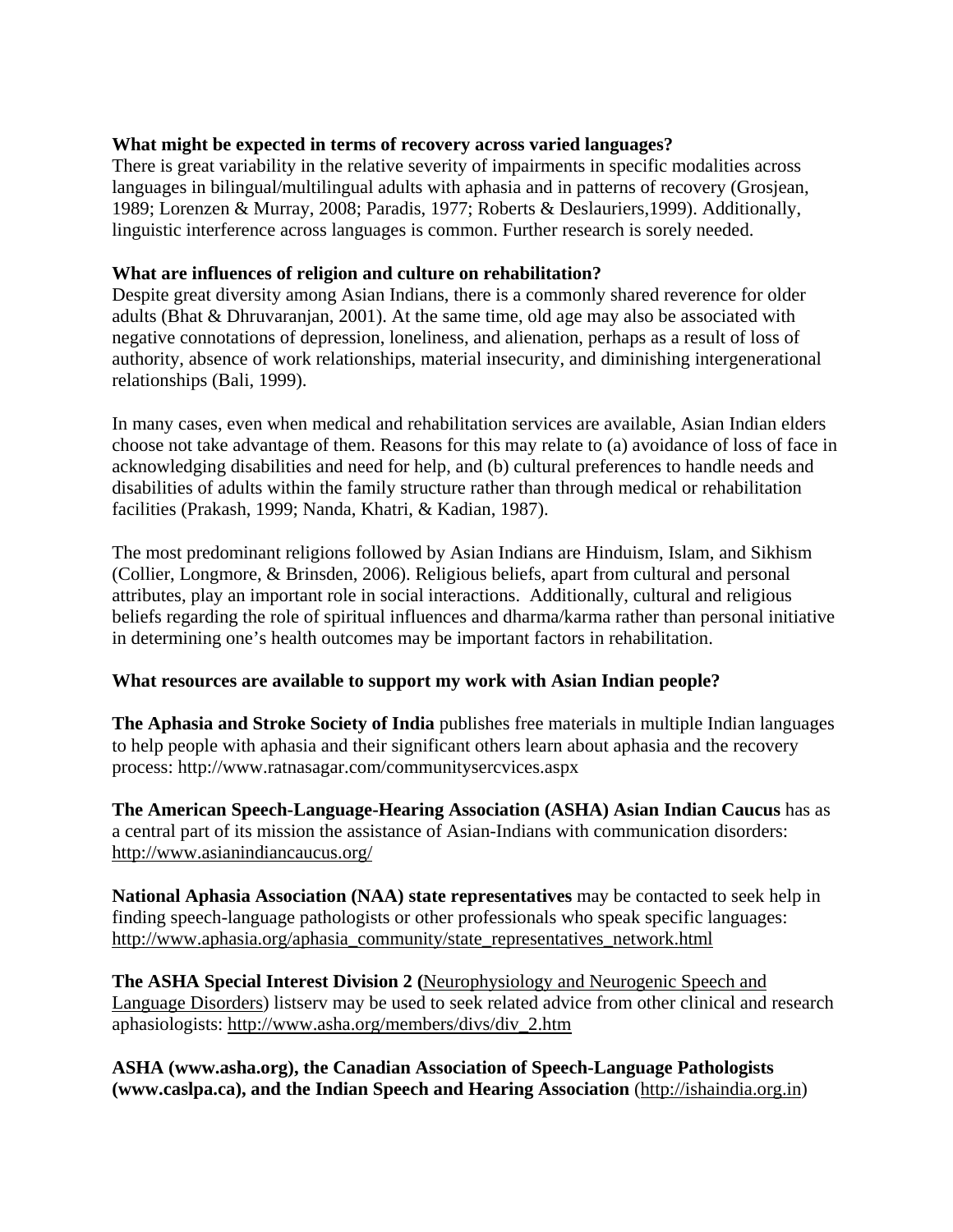**What might be expected in terms of recovery across varied languages?**

There is great variability in the relative severity of impairments in specific modalities across languages in bilingual/multilingual adults with aphasia and in patterns of recovery (Grosjean, 1989; Lorenzen & Murray, 2008; Paradis, 1977; Roberts & Deslauriers,1999). Additionally, linguistic interference across languages is common. Further research is sorely needed.

**What are influences of religion and culture on rehabilitation?**

Despite great diversity among Asian Indians, there is a commonly shared reverence for older adults (Bhat & Dhruvaranjan, 2001). At the same time, old age may also be associated with negative connotations of depression, loneliness, and alienation, perhaps as a result of loss of authority, absence of work relationships, material insecurity, and diminishing intergenerational relationships (Bali, 1999).

In many cases, even when medical and rehabilitation services are available, Asian Indian elders choose not take advantage of them. Reasons for this may relate to (a) avoidance of loss of face in acknowledging disabilities and need for help, and (b) cultural preferences to handle needs and disabilities of adults within the family structure rather than through medical or rehabilitation facilities (Prakash, 1999; Nanda, Khatri, & Kadian, 1987).

The most predominant religions followed by Asian Indians are Hinduism, Islam, and Sikhism (Collier, Longmore, & Brinsden, 2006). Religious beliefs, apart from cultural and personal attributes, play an important role in social interactions. Additionally, cultural and religious beliefs regarding the role of spiritual influences and dharma/karma rather than personal initiative in determining one's health outcomes may be important factors in rehabilitation.

**What resources are available to support my work with Asian Indian people?**

**The Aphasia and Stroke Society of India** publishes free materials in multiple Indian languages to help people with aphasia and their significant others learn about aphasia and the recovery process: http://www.ratnasagar.com/communitysercvices.aspx

**The American Speech-Language-Hearing Association (ASHA) Asian Indian Caucus** has as a central part of its mission the assistance of Asian-Indians with communication disorders: http://www.asianindiancaucus.org/

**National Aphasia Association (NAA) state representatives** may be contacted to seek help in finding speech-language pathologists or other professionals who speak specific languages: http://www.aphasia.org/aphasia_community/state_representatives_network.html

**The ASHA Special Interest Division 2 (**Neurophysiology and Neurogenic Speech and Language Disorders) listserv may be used to seek related advice from other clinical and research aphasiologists: http://www.asha.org/members/divs/div_2.htm

**ASHA (www.asha.org), the Canadian Association of Speech-Language Pathologists (www.caslpa.ca), and the Indian Speech and Hearing Association** (http://ishaindia.org.in)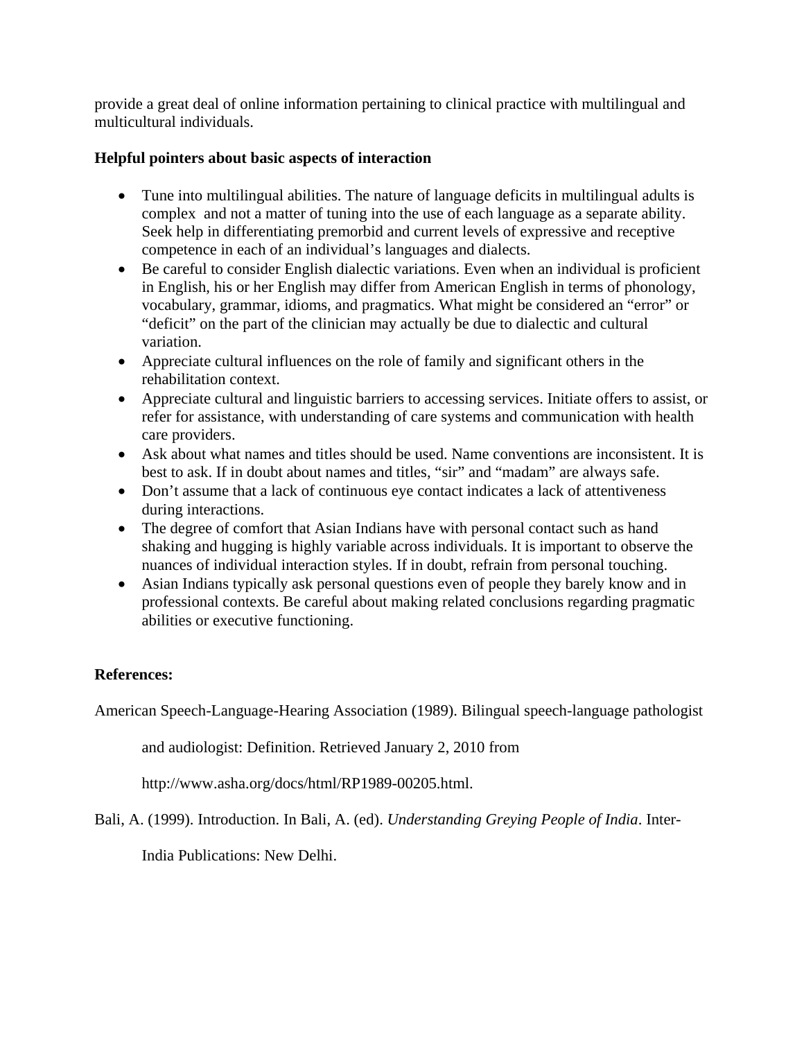provide a great deal of online information pertaining to clinical practice with multilingual and multicultural individuals.

**Helpful pointers about basic aspects of interaction**

- Tune into multilingual abilities. The nature of language deficits in multilingual adults is complex and not a matter of tuning into the use of each language as a separate ability. Seek help in differentiating premorbid and current levels of expressive and receptive competence in each of an individual's languages and dialects.
- Be careful to consider English dialectic variations. Even when an individual is proficient in English, his or her English may differ from American English in terms of phonology, vocabulary, grammar, idioms, and pragmatics. What might be considered an "error" or "deficit" on the part of the clinician may actually be due to dialectic and cultural variation.
- Appreciate cultural influences on the role of family and significant others in the rehabilitation context.
- Appreciate cultural and linguistic barriers to accessing services. Initiate offers to assist, or refer for assistance, with understanding of care systems and communication with health care providers.
- Ask about what names and titles should be used. Name conventions are inconsistent. It is best to ask. If in doubt about names and titles, "sir" and "madam" are always safe.
- Don't assume that a lack of continuous eye contact indicates a lack of attentiveness during interactions.
- The degree of comfort that Asian Indians have with personal contact such as hand shaking and hugging is highly variable across individuals. It is important to observe the nuances of individual interaction styles. If in doubt, refrain from personal touching.
- Asian Indians typically ask personal questions even of people they barely know and in professional contexts. Be careful about making related conclusions regarding pragmatic abilities or executive functioning.

**References:**

American Speech-Language-Hearing Association (1989). Bilingual speech-language pathologist and audiologist: Definition. Retrieved January 2, 2010 from http://www.asha.org/docs/html/RP1989-00205.html.

Bali, A. (1999). Introduction. In Bali, A. (ed). *Understanding Greying People of India*. Inter-India Publications: New Delhi.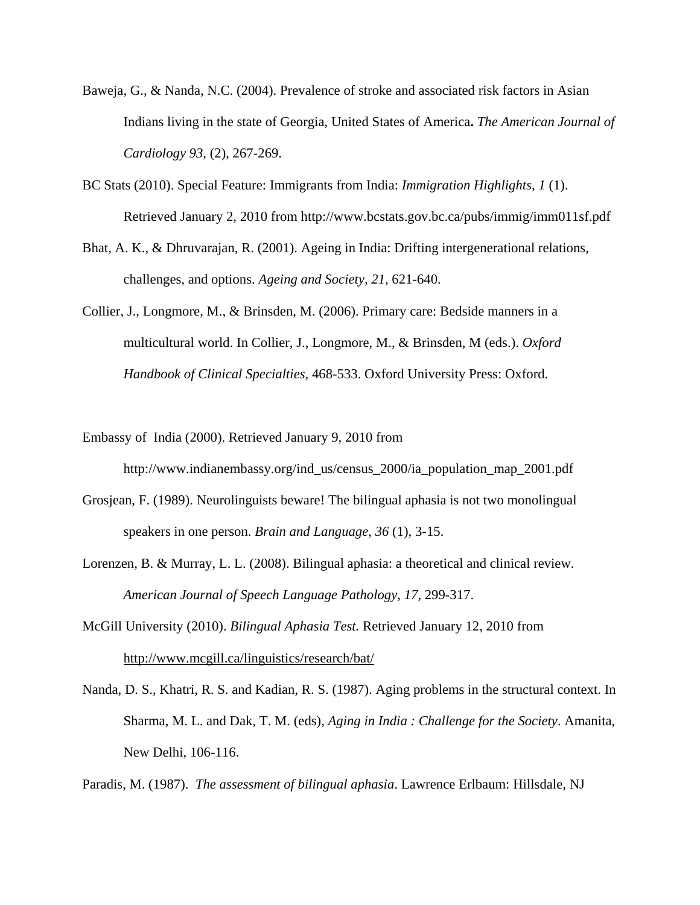Baweja, G., & Nanda, N.C. (2004). Prevalence of stroke and associated risk factors in Asian Indians living in the state of Georgia, United States of America**.** *The American Journal of Cardiology 93*, (2), 267-269.

BC Stats (2010). Special Feature: Immigrants from India: *Immigration Highlights, 1* (1). Retrieved January 2, 2010 from http://www.bcstats.gov.bc.ca/pubs/immig/imm011sf.pdf

Bhat, A. K., & Dhruvarajan, R. (2001). Ageing in India: Drifting intergenerational relations, challenges, and options. *Ageing and Society, 21*, 621-640.

Collier, J., Longmore, M., & Brinsden, M. (2006). Primary care: Bedside manners in a multicultural world. In Collier, J., Longmore, M., & Brinsden, M (eds.). *Oxford Handbook of Clinical Specialties*, 468-533. Oxford University Press: Oxford.

Embassy of India (2000). Retrieved January 9, 2010 from http://www.indianembassy.org/ind_us/census_2000/ia_population_map_2001.pdf

Grosjean, F. (1989). Neurolinguists beware! The bilingual aphasia is not two monolingual speakers in one person. *Brain and Language, 36* (1), 3-15.

Lorenzen, B. & Murray, L. L. (2008). Bilingual aphasia: a theoretical and clinical review. *American Journal of Speech Language Pathology, 17*, 299-317.

McGill University (2010). *Bilingual Aphasia Test.* Retrieved January 12, 2010 from http://www.mcgill.ca/linguistics/research/bat/

Nanda, D. S., Khatri, R. S. and Kadian, R. S. (1987). Aging problems in the structural context. In Sharma, M. L. and Dak, T. M. (eds), *Aging in India : Challenge for the Society*. Amanita, New Delhi, 106-116.

Paradis, M. (1987). *The assessment of bilingual aphasia*. Lawrence Erlbaum: Hillsdale, NJ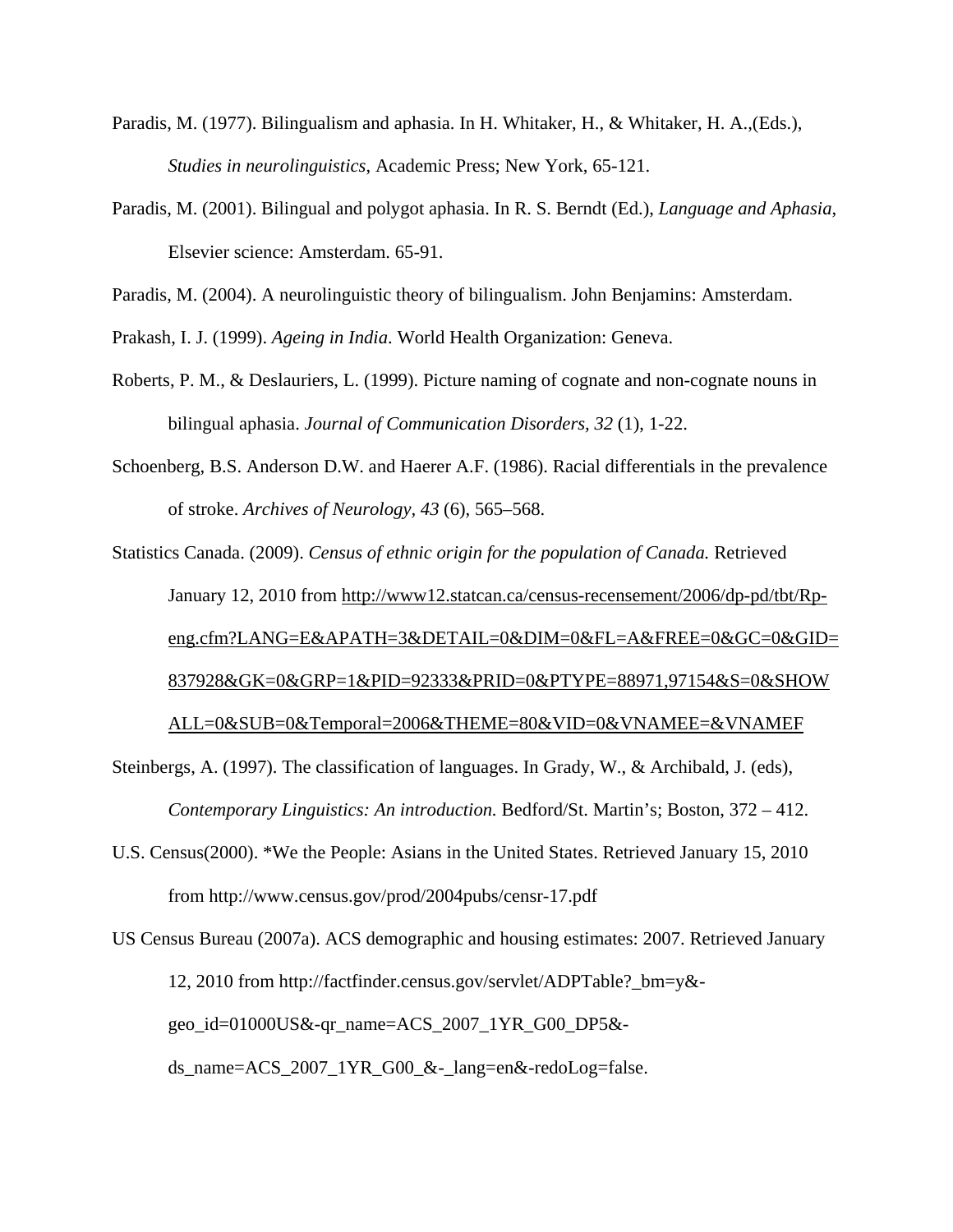Paradis, M. (1977). Bilingualism and aphasia. In H. Whitaker, H., & Whitaker, H. A.,(Eds.), *Studies in neurolinguistics*, Academic Press; New York, 65-121.

Paradis, M. (2001). Bilingual and polygot aphasia. In R. S. Berndt (Ed.), *Language and Aphasia*, Elsevier science: Amsterdam. 65-91.

Paradis, M. (2004). A neurolinguistic theory of bilingualism. John Benjamins: Amsterdam.

Prakash, I. J. (1999). *Ageing in India*. World Health Organization: Geneva.

Roberts, P. M., & Deslauriers, L. (1999). Picture naming of cognate and non-cognate nouns in bilingual aphasia. *Journal of Communication Disorders, 32* (1), 1-22.

Schoenberg, B.S. Anderson D.W. and Haerer A.F. (1986). Racial differentials in the prevalence of stroke. *Archives of Neurology, 43* (6), 565–568.

Statistics Canada. (2009). *Census of ethnic origin for the population of Canada.* Retrieved January 12, 2010 from http://www12.statcan.ca/census-recensement/2006/dp-pd/tbt/Rp-eng.cfm?LANG=E&APATH=3&DETAIL=0&DIM=0&FL=A&FREE=0&GC=0&GID=837928&GK=0&GRP=1&PID=92333&PRID=0&PTYPE=88971,97154&S=0&SHOWALL=0&SUB=0&Temporal=2006&THEME=80&VID=0&VNAMEE=&VNAMEF

Steinbergs, A. (1997). The classification of languages. In Grady, W., & Archibald, J. (eds), *Contemporary Linguistics: An introduction.* Bedford/St. Martin's; Boston, 372 – 412.

U.S. Census(2000). *We the People: Asians in the United States. Retrieved January 15, 2010 from http://www.census.gov/prod/2004pubs/censr-17.pdf

US Census Bureau (2007a). ACS demographic and housing estimates: 2007. Retrieved January 12, 2010 from http://factfinder.census.gov/servlet/ADPTable?_bm=y&-geo_id=01000US&-qr_name=ACS_2007_1YR_G00_DP5&-ds_name=ACS_2007_1YR_G00_&-_lang=en&-redoLog=false.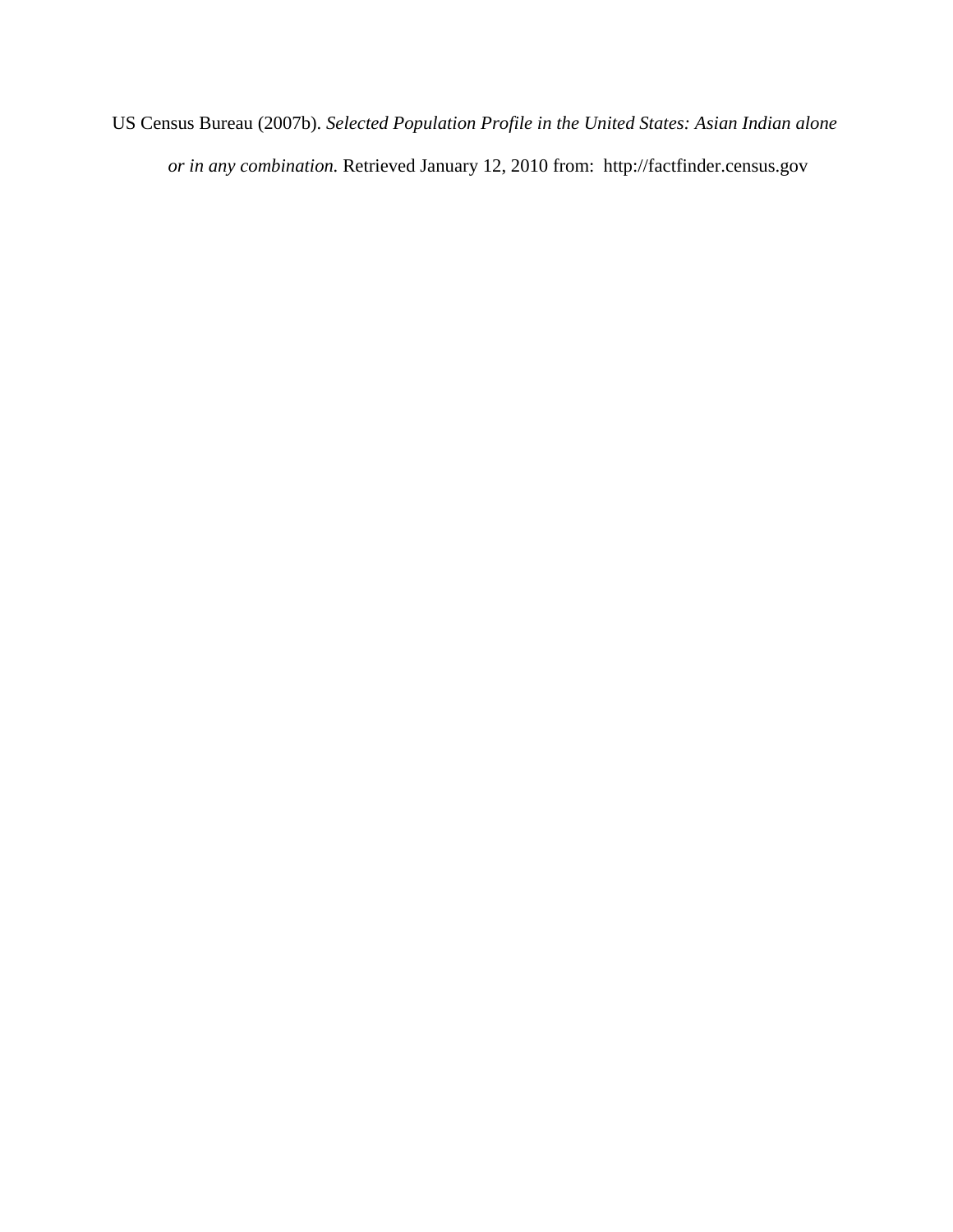US Census Bureau (2007b). *Selected Population Profile in the United States: Asian Indian alone or in any combination.* Retrieved January 12, 2010 from: http://factfinder.census.gov